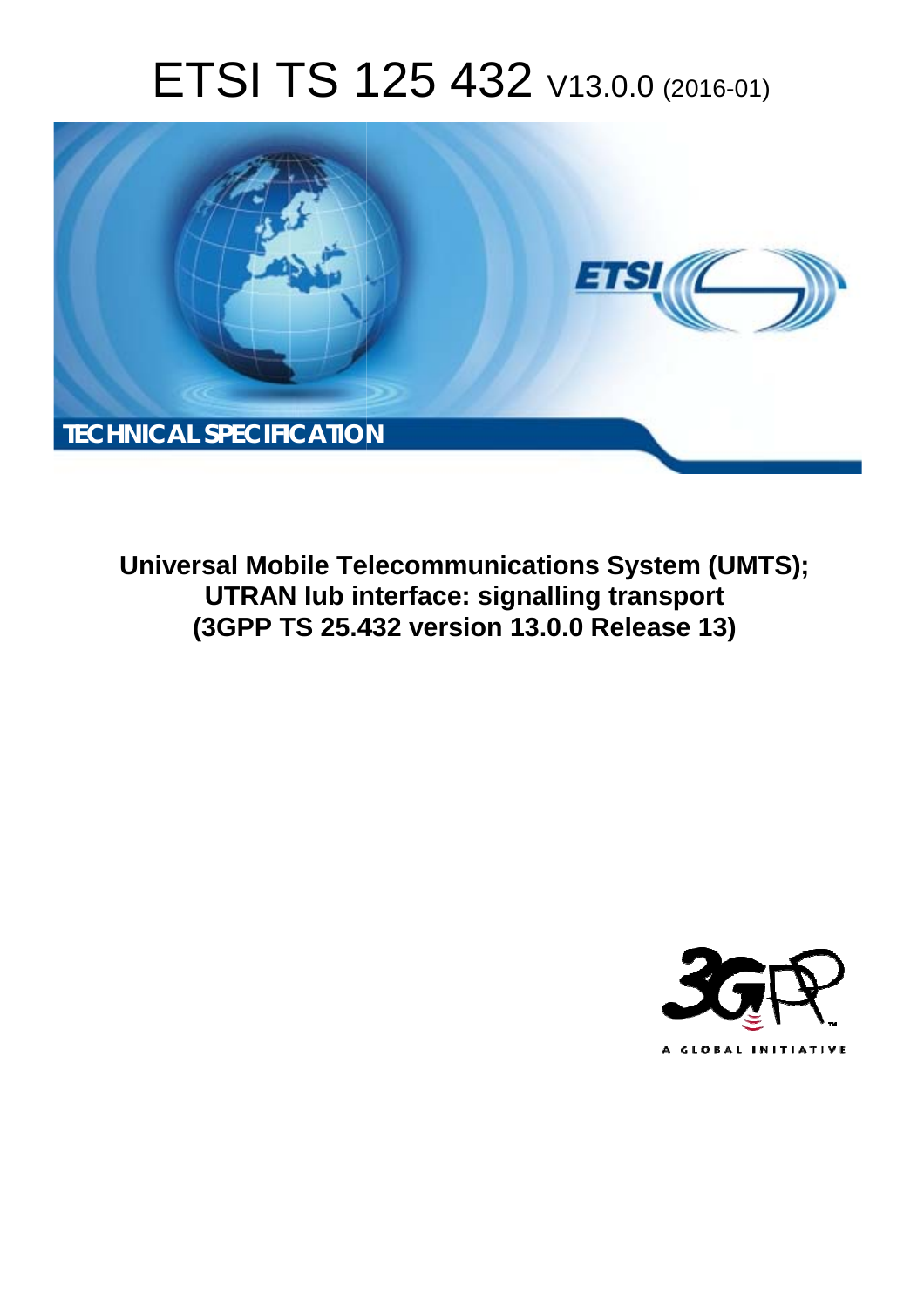# ETSI TS 125 432 V13.0.0 (2016-01)

TECHNICAL SPECIFICATION

**Universal Mobile Telecommunications System (UMTS); UTRAN Iub interface: signalling transport (3GPP TS 25.432 version 13.0.0 Release 13)**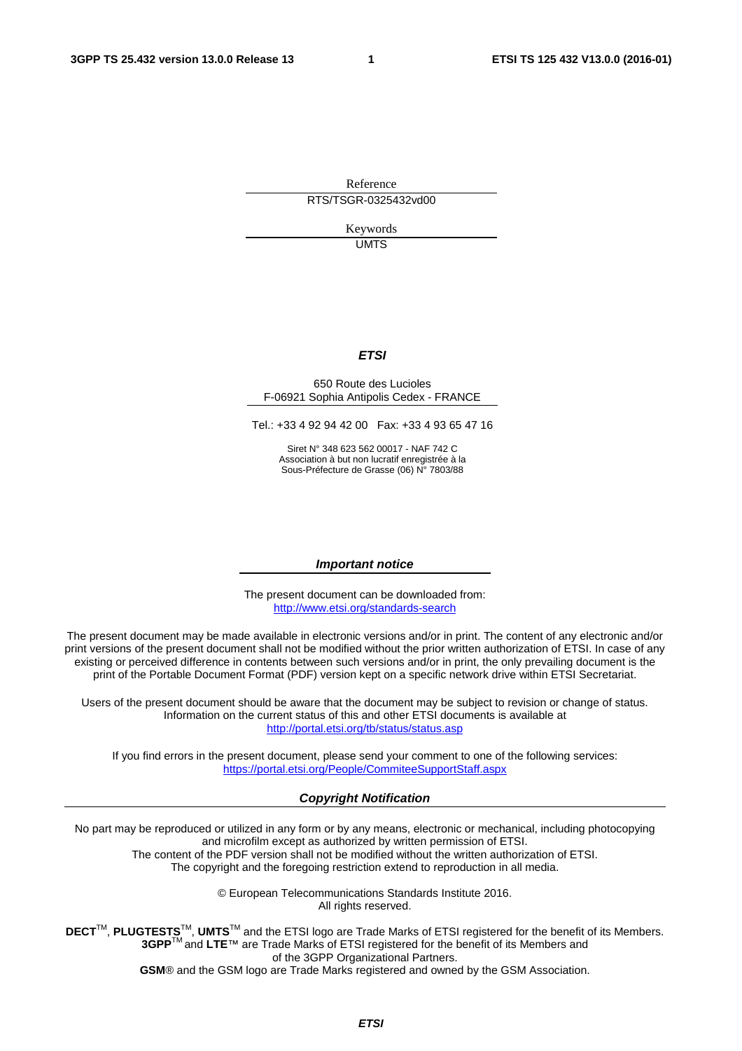Reference

RTS/TSGR-0325432vd00

Keywords

UMTS

***ETSI***

650 Route des Lucioles
F-06921 Sophia Antipolis Cedex - FRANCE

Tel.: +33 4 92 94 42 00 Fax: +33 4 93 65 47 16

Siret N° 348 623 562 00017 - NAF 742 C
Association à but non lucratif enregistrée à la
Sous-Préfecture de Grasse (06) N° 7803/88

***Important notice***

The present document can be downloaded from:
http://www.etsi.org/standards-search

The present document may be made available in electronic versions and/or in print. The content of any electronic and/or print versions of the present document shall not be modified without the prior written authorization of ETSI. In case of any existing or perceived difference in contents between such versions and/or in print, the only prevailing document is the print of the Portable Document Format (PDF) version kept on a specific network drive within ETSI Secretariat.

Users of the present document should be aware that the document may be subject to revision or change of status. Information on the current status of this and other ETSI documents is available at
http://portal.etsi.org/tb/status/status.asp

If you find errors in the present document, please send your comment to one of the following services:
https://portal.etsi.org/People/CommiteeSupportStaff.aspx

***Copyright Notification***

No part may be reproduced or utilized in any form or by any means, electronic or mechanical, including photocopying and microfilm except as authorized by written permission of ETSI.
The content of the PDF version shall not be modified without the written authorization of ETSI.
The copyright and the foregoing restriction extend to reproduction in all media.

© European Telecommunications Standards Institute 2016.
All rights reserved.

**DECT**™, **PLUGTESTS**™, **UMTS**™ and the ETSI logo are Trade Marks of ETSI registered for the benefit of its Members.
**3GPP**™ and **LTE**™ are Trade Marks of ETSI registered for the benefit of its Members and of the 3GPP Organizational Partners.
**GSM**® and the GSM logo are Trade Marks registered and owned by the GSM Association.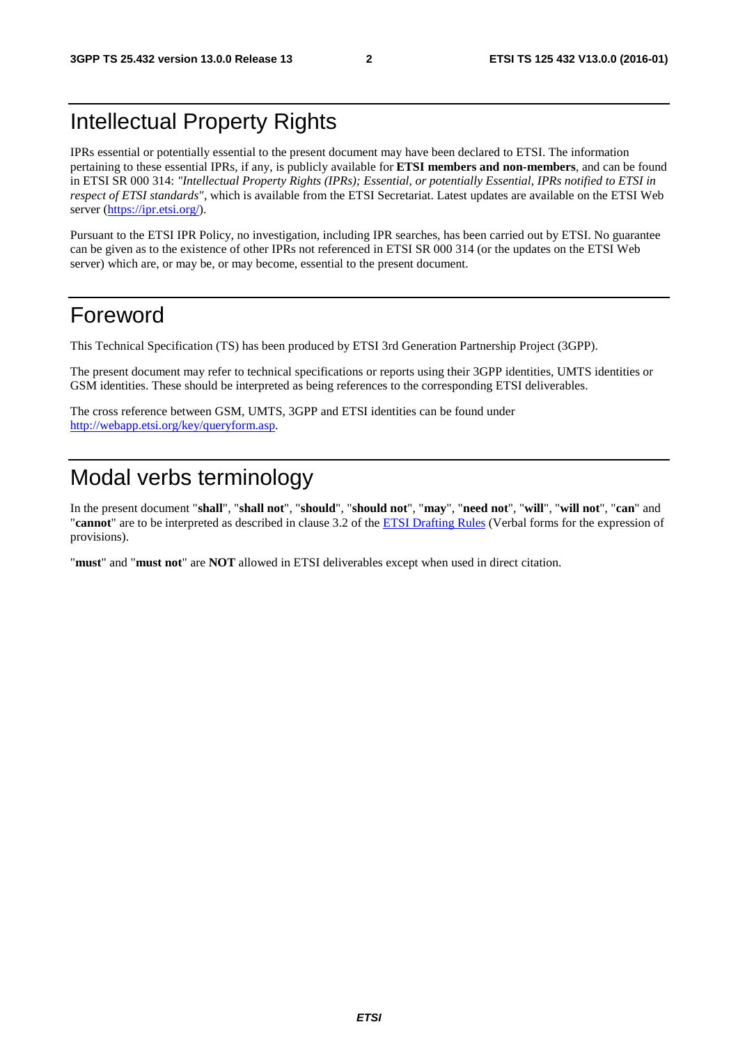# Intellectual Property Rights

IPRs essential or potentially essential to the present document may have been declared to ETSI. The information pertaining to these essential IPRs, if any, is publicly available for **ETSI members and non-members**, and can be found in ETSI SR 000 314: *"Intellectual Property Rights (IPRs); Essential, or potentially Essential, IPRs notified to ETSI in respect of ETSI standards"*, which is available from the ETSI Secretariat. Latest updates are available on the ETSI Web server (https://ipr.etsi.org/).

Pursuant to the ETSI IPR Policy, no investigation, including IPR searches, has been carried out by ETSI. No guarantee can be given as to the existence of other IPRs not referenced in ETSI SR 000 314 (or the updates on the ETSI Web server) which are, or may be, or may become, essential to the present document.

# Foreword

This Technical Specification (TS) has been produced by ETSI 3rd Generation Partnership Project (3GPP).

The present document may refer to technical specifications or reports using their 3GPP identities, UMTS identities or GSM identities. These should be interpreted as being references to the corresponding ETSI deliverables.

The cross reference between GSM, UMTS, 3GPP and ETSI identities can be found under http://webapp.etsi.org/key/queryform.asp.

# Modal verbs terminology

In the present document "**shall**", "**shall not**", "**should**", "**should not**", "**may**", "**need not**", "**will**", "**will not**", "**can**" and "**cannot**" are to be interpreted as described in clause 3.2 of the ETSI Drafting Rules (Verbal forms for the expression of provisions).

"**must**" and "**must not**" are **NOT** allowed in ETSI deliverables except when used in direct citation.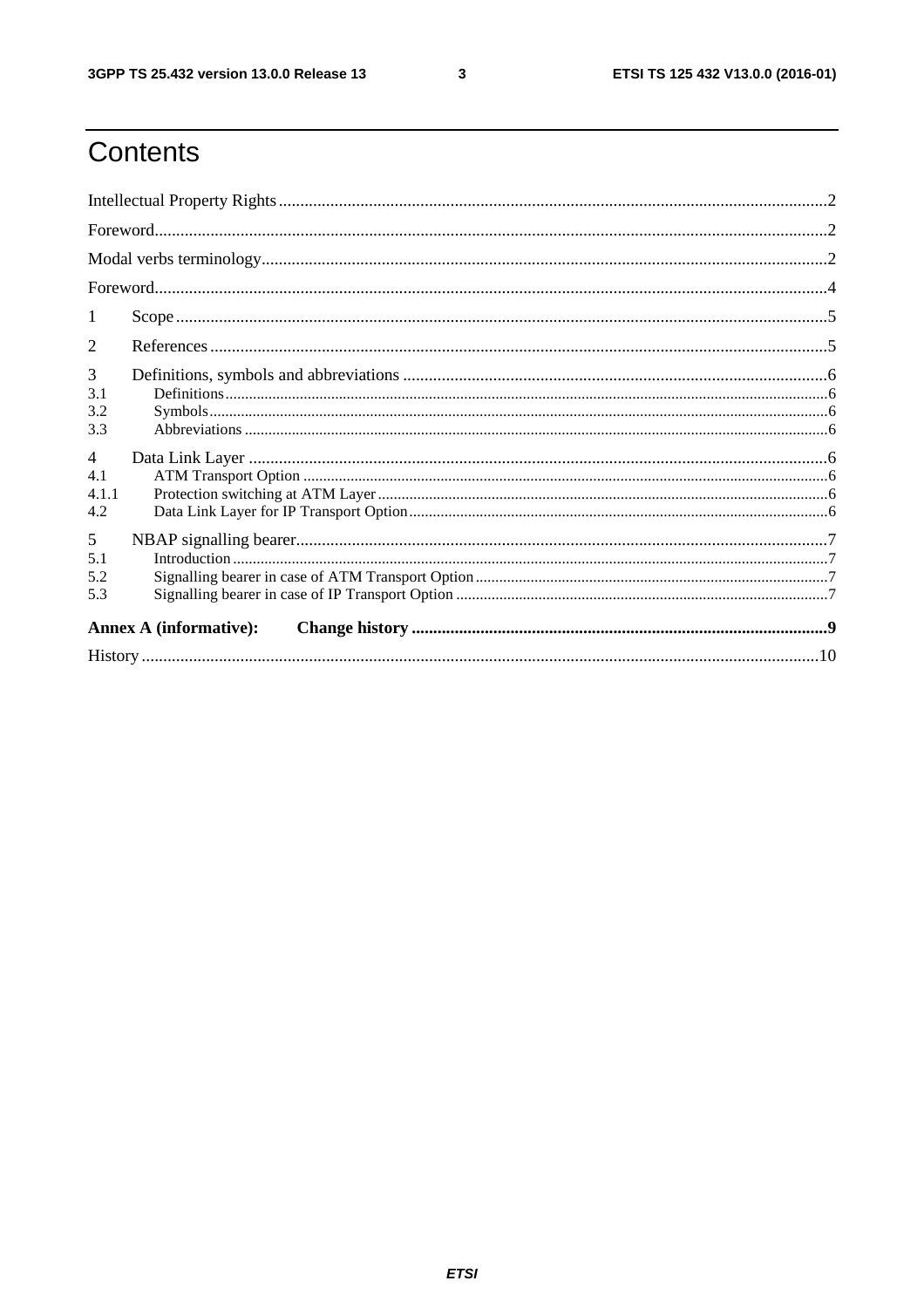# Contents

Intellectual Property Rights ....................................................................................................................................2

Foreword.....................................................................................................................................................................2

Modal verbs terminology............................................................................................................................................2

Foreword.....................................................................................................................................................................4

1 Scope .......................................................................................................................................................................5

2 References ................................................................................................................................................................5

3 Definitions, symbols and abbreviations ...................................................................................................................6

3.1 Definitions.............................................................................................................................................................6

3.2 Symbols.................................................................................................................................................................6

3.3 Abbreviations ........................................................................................................................................................6

4 Data Link Layer .......................................................................................................................................................6

4.1 ATM Transport Option ..........................................................................................................................................6

4.1.1 Protection switching at ATM Layer.....................................................................................................................6

4.2 Data Link Layer for IP Transport Option...............................................................................................................6

5 NBAP signalling bearer............................................................................................................................................7

5.1 Introduction ............................................................................................................................................................7

5.2 Signalling bearer in case of ATM Transport Option ..............................................................................................7

5.3 Signalling bearer in case of IP Transport Option ...................................................................................................7

**Annex A (informative): Change history** ..................................................................................................................9

History .........................................................................................................................................................................10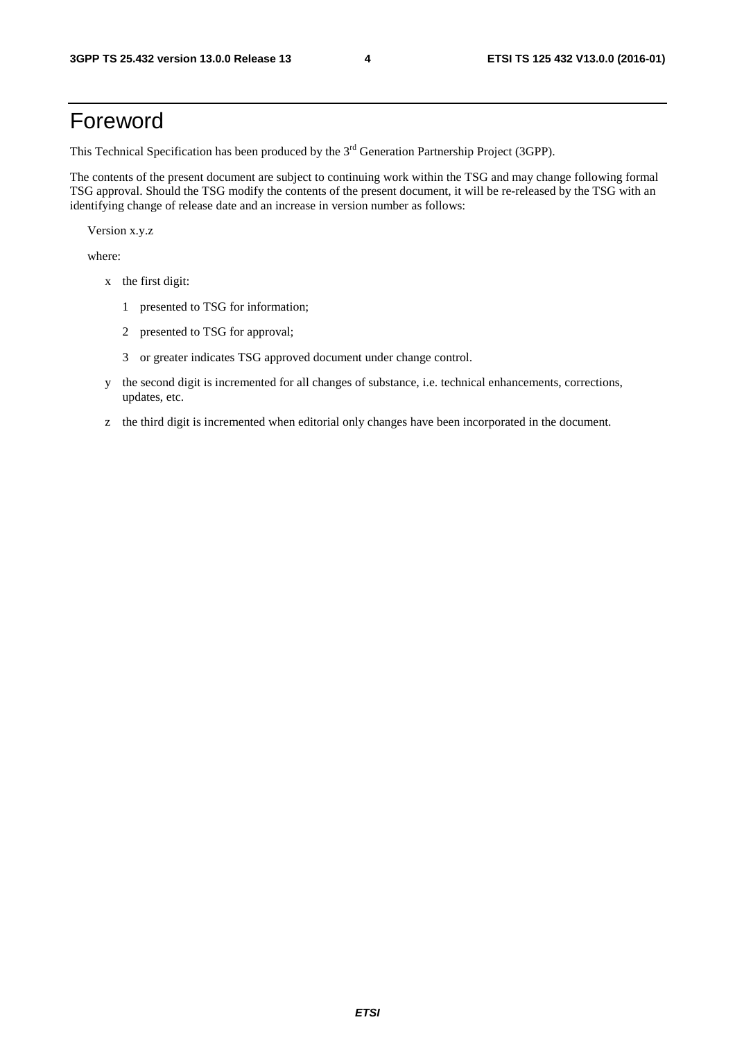# Foreword

This Technical Specification has been produced by the 3rd Generation Partnership Project (3GPP).

The contents of the present document are subject to continuing work within the TSG and may change following formal TSG approval. Should the TSG modify the contents of the present document, it will be re-released by the TSG with an identifying change of release date and an increase in version number as follows:

Version x.y.z

where:

- x the first digit:
  - 1 presented to TSG for information;
  - 2 presented to TSG for approval;
  - 3 or greater indicates TSG approved document under change control.
- y the second digit is incremented for all changes of substance, i.e. technical enhancements, corrections, updates, etc.
- z the third digit is incremented when editorial only changes have been incorporated in the document.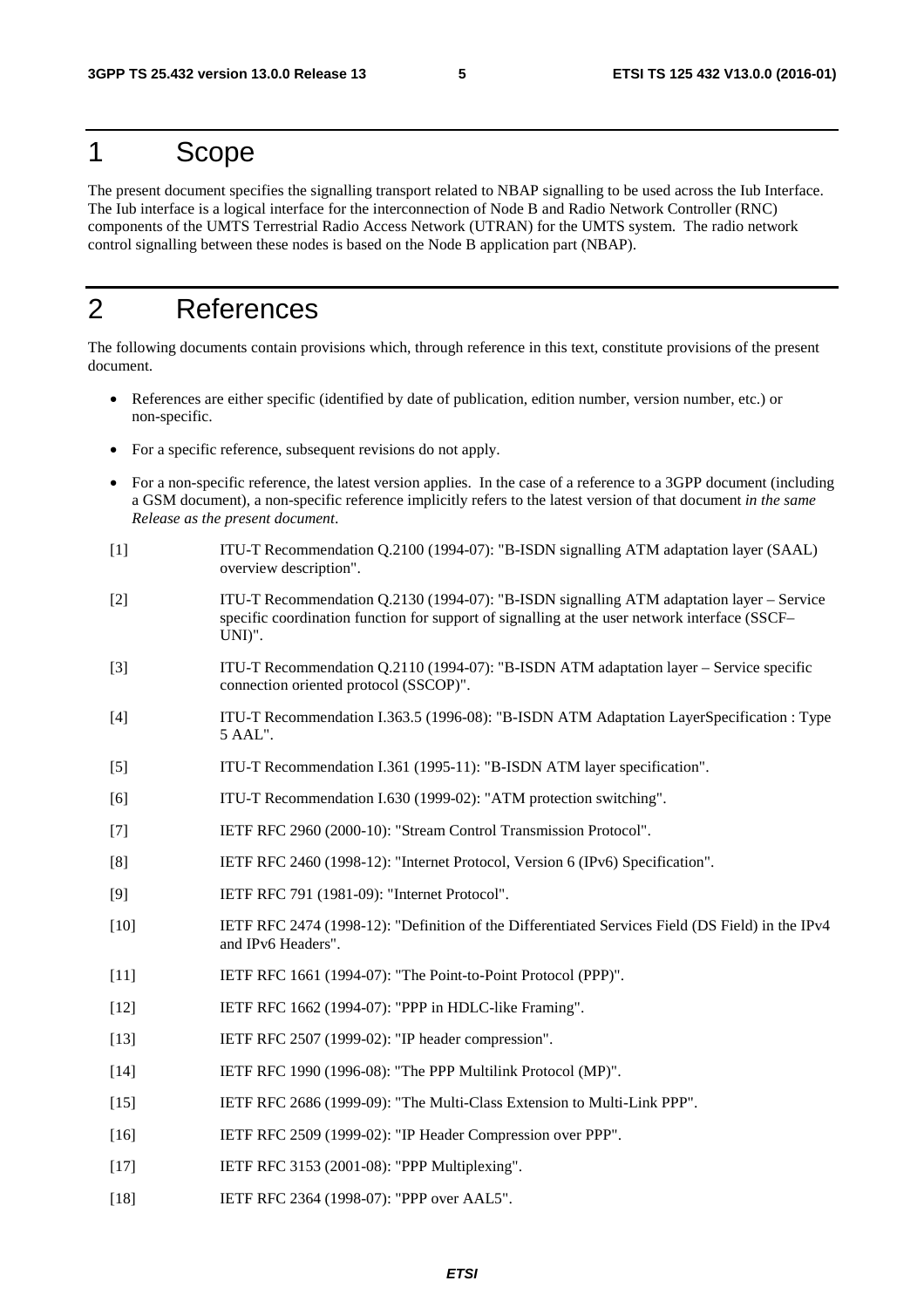# 1 Scope

The present document specifies the signalling transport related to NBAP signalling to be used across the Iub Interface. The Iub interface is a logical interface for the interconnection of Node B and Radio Network Controller (RNC) components of the UMTS Terrestrial Radio Access Network (UTRAN) for the UMTS system. The radio network control signalling between these nodes is based on the Node B application part (NBAP).

# 2 References

The following documents contain provisions which, through reference in this text, constitute provisions of the present document.

- References are either specific (identified by date of publication, edition number, version number, etc.) or non-specific.
- For a specific reference, subsequent revisions do not apply.
- For a non-specific reference, the latest version applies. In the case of a reference to a 3GPP document (including a GSM document), a non-specific reference implicitly refers to the latest version of that document *in the same Release as the present document*.

[1] ITU-T Recommendation Q.2100 (1994-07): "B-ISDN signalling ATM adaptation layer (SAAL) overview description".

[2] ITU-T Recommendation Q.2130 (1994-07): "B-ISDN signalling ATM adaptation layer – Service specific coordination function for support of signalling at the user network interface (SSCF–UNI)".

[3] ITU-T Recommendation Q.2110 (1994-07): "B-ISDN ATM adaptation layer – Service specific connection oriented protocol (SSCOP)".

[4] ITU-T Recommendation I.363.5 (1996-08): "B-ISDN ATM Adaptation LayerSpecification : Type 5 AAL".

[5] ITU-T Recommendation I.361 (1995-11): "B-ISDN ATM layer specification".

[6] ITU-T Recommendation I.630 (1999-02): "ATM protection switching".

[7] IETF RFC 2960 (2000-10): "Stream Control Transmission Protocol".

[8] IETF RFC 2460 (1998-12): "Internet Protocol, Version 6 (IPv6) Specification".

[9] IETF RFC 791 (1981-09): "Internet Protocol".

[10] IETF RFC 2474 (1998-12): "Definition of the Differentiated Services Field (DS Field) in the IPv4 and IPv6 Headers".

[11] IETF RFC 1661 (1994-07): "The Point-to-Point Protocol (PPP)".

[12] IETF RFC 1662 (1994-07): "PPP in HDLC-like Framing".

[13] IETF RFC 2507 (1999-02): "IP header compression".

[14] IETF RFC 1990 (1996-08): "The PPP Multilink Protocol (MP)".

[15] IETF RFC 2686 (1999-09): "The Multi-Class Extension to Multi-Link PPP".

[16] IETF RFC 2509 (1999-02): "IP Header Compression over PPP".

[17] IETF RFC 3153 (2001-08): "PPP Multiplexing".

[18] IETF RFC 2364 (1998-07): "PPP over AAL5".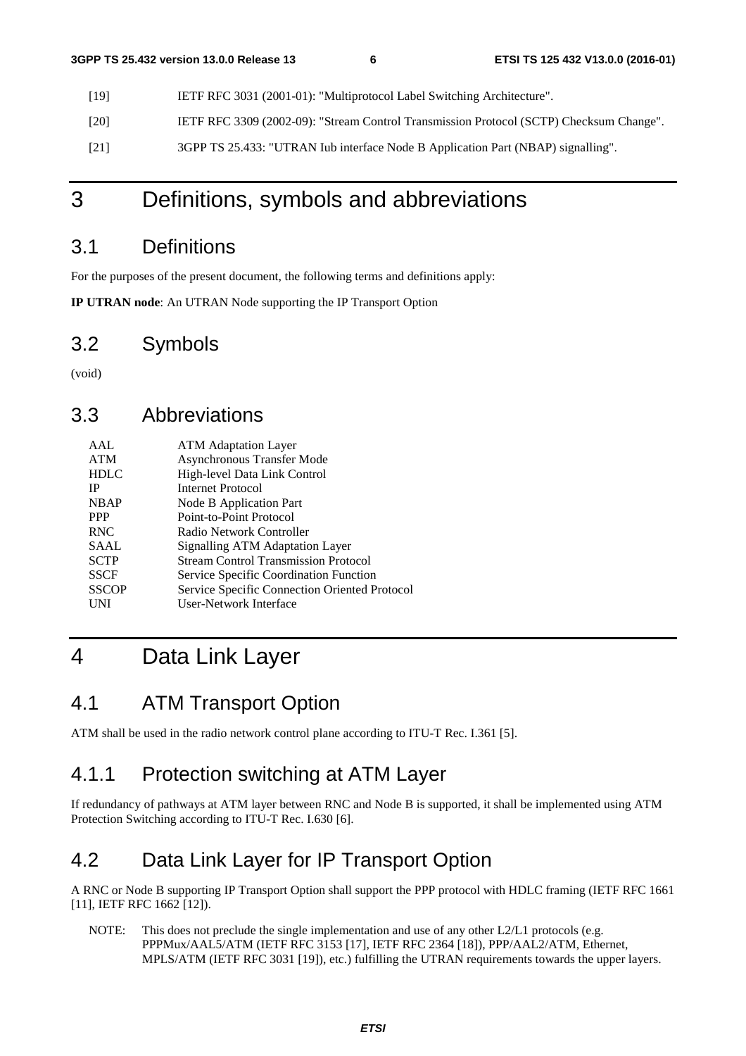[19] IETF RFC 3031 (2001-01): "Multiprotocol Label Switching Architecture".

[20] IETF RFC 3309 (2002-09): "Stream Control Transmission Protocol (SCTP) Checksum Change".

[21] 3GPP TS 25.433: "UTRAN Iub interface Node B Application Part (NBAP) signalling".

# 3 Definitions, symbols and abbreviations

## 3.1 Definitions

For the purposes of the present document, the following terms and definitions apply:

**IP UTRAN node**: An UTRAN Node supporting the IP Transport Option

## 3.2 Symbols

(void)

## 3.3 Abbreviations

| | |
|---|---|
| AAL | ATM Adaptation Layer |
| ATM | Asynchronous Transfer Mode |
| HDLC | High-level Data Link Control |
| IP | Internet Protocol |
| NBAP | Node B Application Part |
| PPP | Point-to-Point Protocol |
| RNC | Radio Network Controller |
| SAAL | Signalling ATM Adaptation Layer |
| SCTP | Stream Control Transmission Protocol |
| SSCF | Service Specific Coordination Function |
| SSCOP | Service Specific Connection Oriented Protocol |
| UNI | User-Network Interface |

# 4 Data Link Layer

## 4.1 ATM Transport Option

ATM shall be used in the radio network control plane according to ITU-T Rec. I.361 [5].

### 4.1.1 Protection switching at ATM Layer

If redundancy of pathways at ATM layer between RNC and Node B is supported, it shall be implemented using ATM Protection Switching according to ITU-T Rec. I.630 [6].

## 4.2 Data Link Layer for IP Transport Option

A RNC or Node B supporting IP Transport Option shall support the PPP protocol with HDLC framing (IETF RFC 1661 [11], IETF RFC 1662 [12]).

NOTE: This does not preclude the single implementation and use of any other L2/L1 protocols (e.g. PPPMux/AAL5/ATM (IETF RFC 3153 [17], IETF RFC 2364 [18]), PPP/AAL2/ATM, Ethernet, MPLS/ATM (IETF RFC 3031 [19]), etc.) fulfilling the UTRAN requirements towards the upper layers.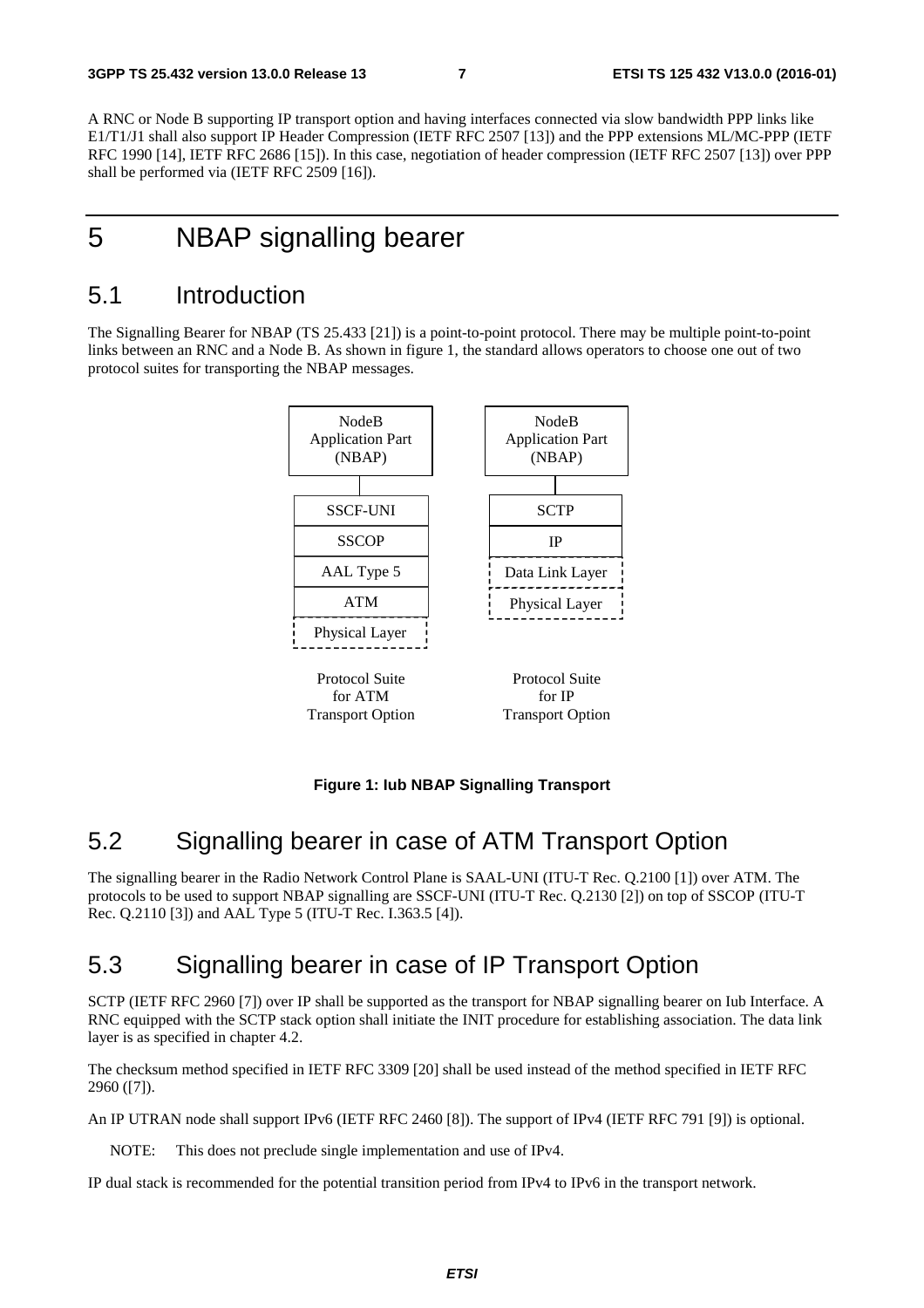A RNC or Node B supporting IP transport option and having interfaces connected via slow bandwidth PPP links like E1/T1/J1 shall also support IP Header Compression (IETF RFC 2507 [13]) and the PPP extensions ML/MC-PPP (IETF RFC 1990 [14], IETF RFC 2686 [15]). In this case, negotiation of header compression (IETF RFC 2507 [13]) over PPP shall be performed via (IETF RFC 2509 [16]).

# 5 NBAP signalling bearer

## 5.1 Introduction

The Signalling Bearer for NBAP (TS 25.433 [21]) is a point-to-point protocol. There may be multiple point-to-point links between an RNC and a Node B. As shown in figure 1, the standard allows operators to choose one out of two protocol suites for transporting the NBAP messages.

| Protocol Suite for ATM Transport Option | Protocol Suite for IP Transport Option |
|---|---|
| NodeB Application Part (NBAP) | NodeB Application Part (NBAP) |
| SSCF-UNI | SCTP |
| SSCOP | IP |
| AAL Type 5 | Data Link Layer |
| ATM | Physical Layer |
| Physical Layer | |

**Figure 1: Iub NBAP Signalling Transport**

## 5.2 Signalling bearer in case of ATM Transport Option

The signalling bearer in the Radio Network Control Plane is SAAL-UNI (ITU-T Rec. Q.2100 [1]) over ATM. The protocols to be used to support NBAP signalling are SSCF-UNI (ITU-T Rec. Q.2130 [2]) on top of SSCOP (ITU-T Rec. Q.2110 [3]) and AAL Type 5 (ITU-T Rec. I.363.5 [4]).

## 5.3 Signalling bearer in case of IP Transport Option

SCTP (IETF RFC 2960 [7]) over IP shall be supported as the transport for NBAP signalling bearer on Iub Interface. A RNC equipped with the SCTP stack option shall initiate the INIT procedure for establishing association. The data link layer is as specified in chapter 4.2.

The checksum method specified in IETF RFC 3309 [20] shall be used instead of the method specified in IETF RFC 2960 ([7]).

An IP UTRAN node shall support IPv6 (IETF RFC 2460 [8]). The support of IPv4 (IETF RFC 791 [9]) is optional.

NOTE: This does not preclude single implementation and use of IPv4.

IP dual stack is recommended for the potential transition period from IPv4 to IPv6 in the transport network.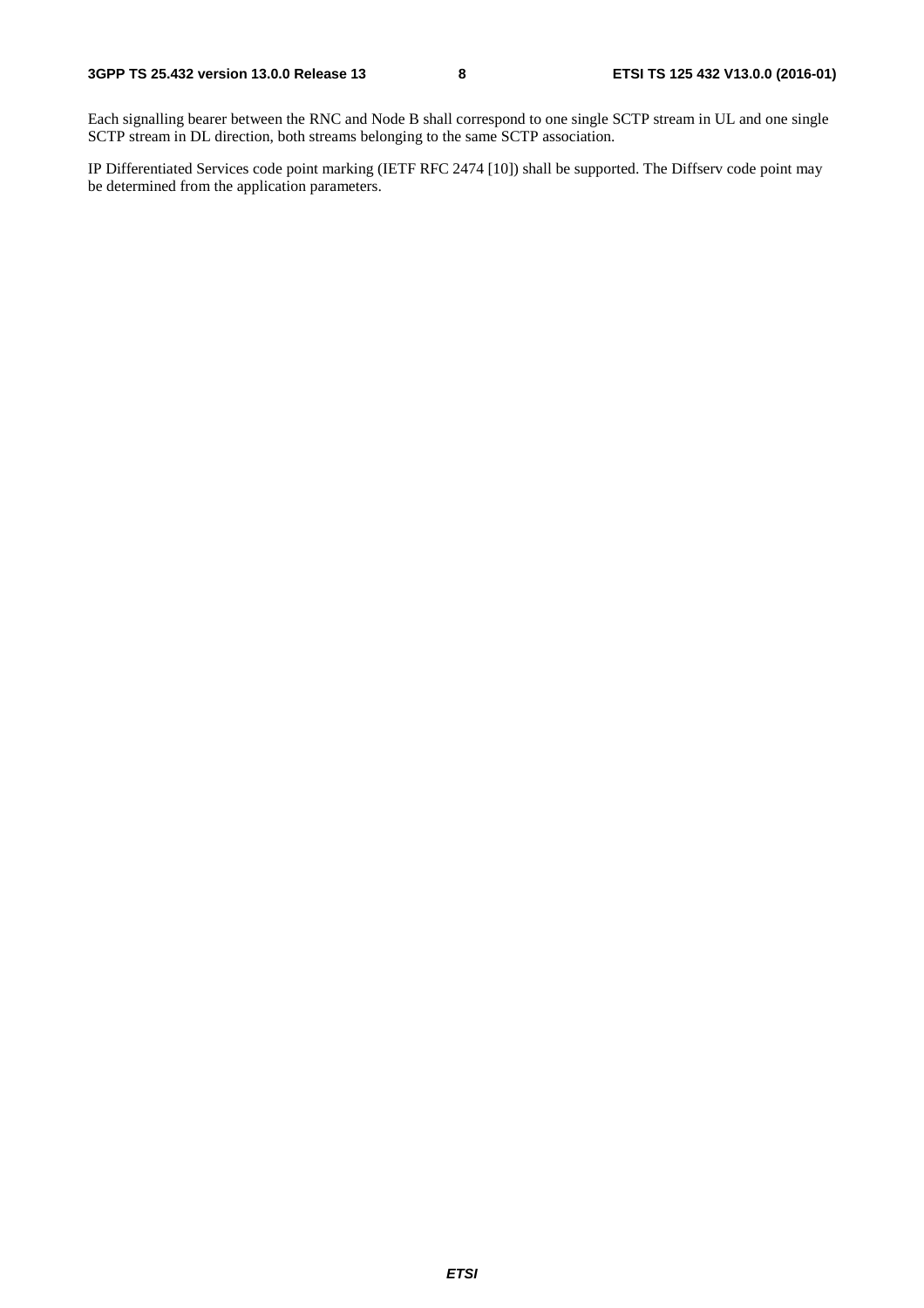Each signalling bearer between the RNC and Node B shall correspond to one single SCTP stream in UL and one single SCTP stream in DL direction, both streams belonging to the same SCTP association.

IP Differentiated Services code point marking (IETF RFC 2474 [10]) shall be supported. The Diffserv code point may be determined from the application parameters.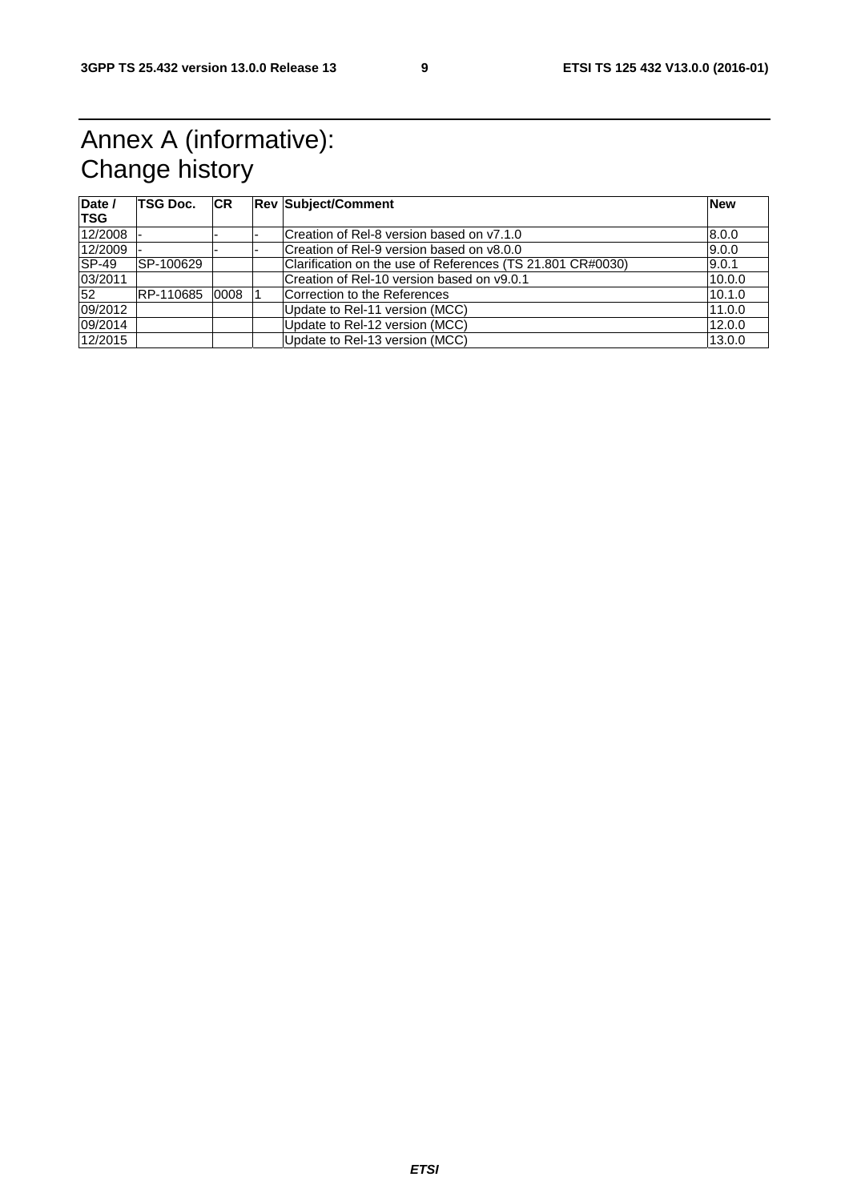# Annex A (informative): Change history

| Date / TSG | TSG Doc. | CR | Rev | Subject/Comment | New |
|---|---|---|---|---|---|
| 12/2008 | - | - | - | Creation of Rel-8 version based on v7.1.0 | 8.0.0 |
| 12/2009 | - | - | - | Creation of Rel-9 version based on v8.0.0 | 9.0.0 |
| SP-49 | SP-100629 | | | Clarification on the use of References (TS 21.801 CR#0030) | 9.0.1 |
| 03/2011 | | | | Creation of Rel-10 version based on v9.0.1 | 10.0.0 |
| 52 | RP-110685 | 0008 | 1 | Correction to the References | 10.1.0 |
| 09/2012 | | | | Update to Rel-11 version (MCC) | 11.0.0 |
| 09/2014 | | | | Update to Rel-12 version (MCC) | 12.0.0 |
| 12/2015 | | | | Update to Rel-13 version (MCC) | 13.0.0 |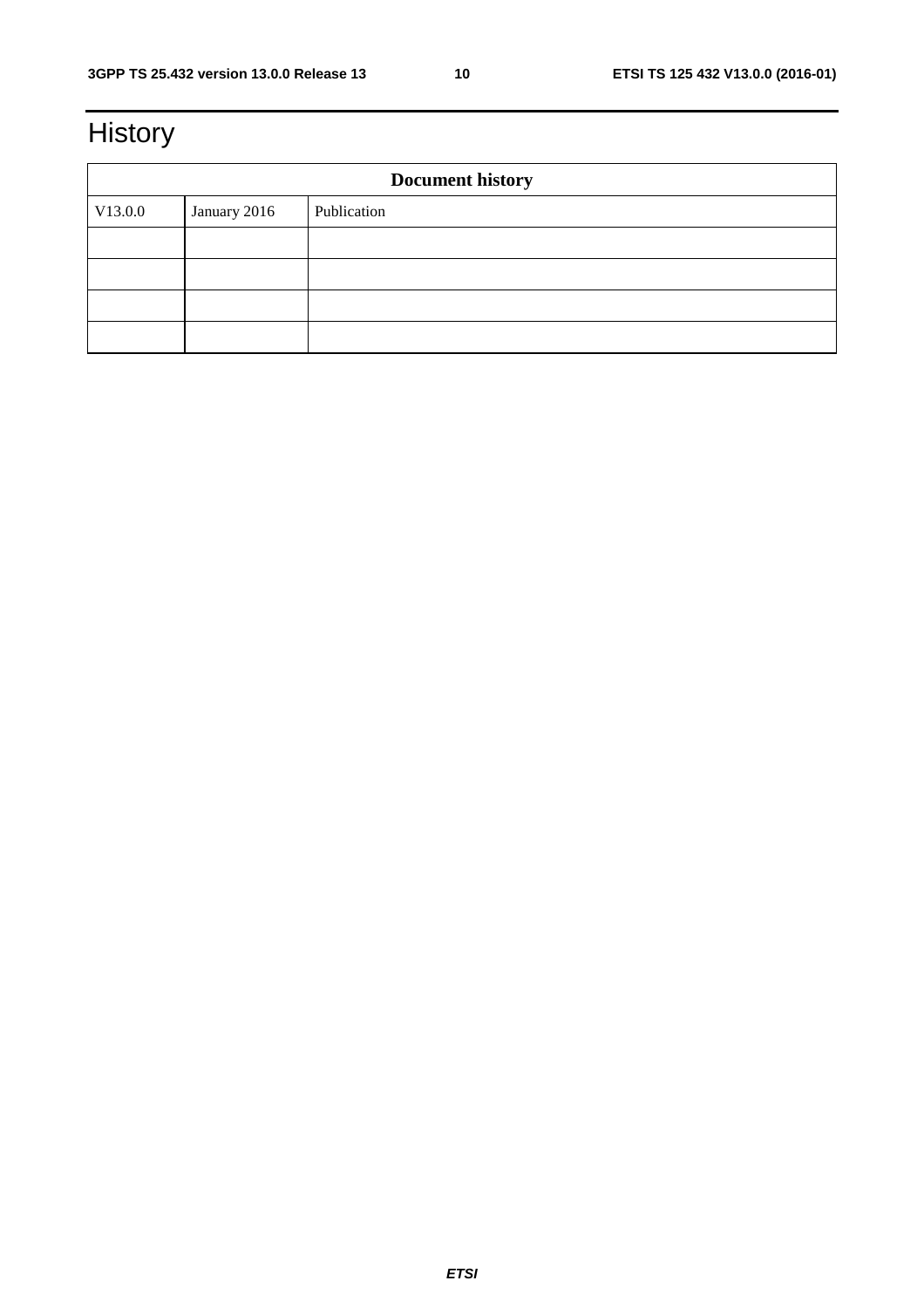# History

| Document history | | |
|---|---|---|
| V13.0.0 | January 2016 | Publication |
| | | |
| | | |
| | | |
| | | |